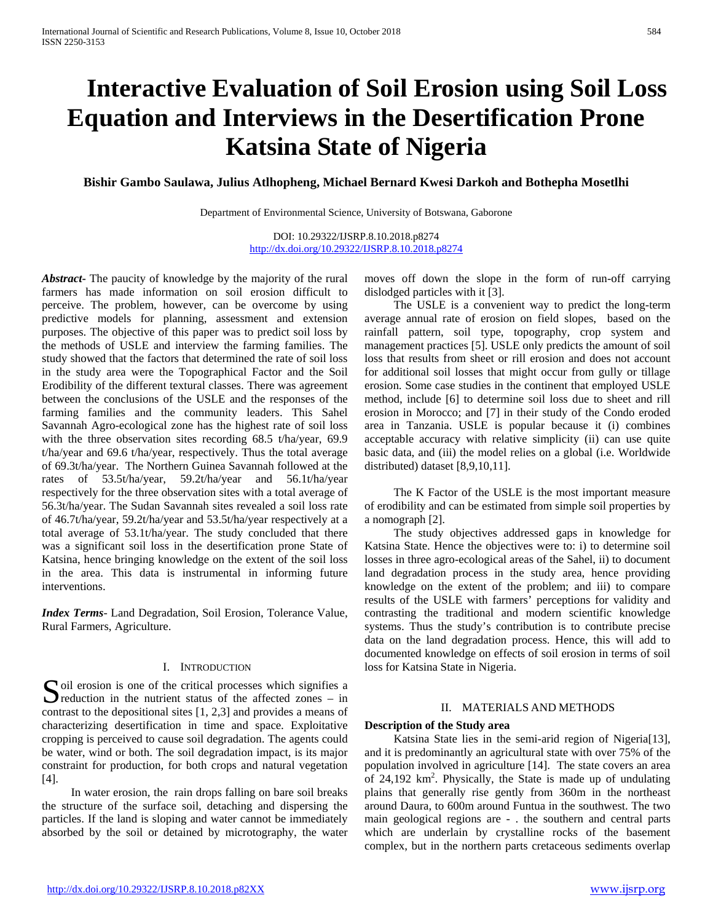# Interactive Evaluation of Soil Erosion using Soil Loss Equation and Interviews in the Desertification Prone Katsina State of Nigeria

**Bishir Gambo Saulawa, Julius Atlhopheng, Michael Bernard Kwesi Darkoh and Bothepha Mosetlhi**

Department of Environmental Science, University of Botswana, Gaborone

DOI: 10.29322/IJSRP.8.10.2018.p8274
http://dx.doi.org/10.29322/IJSRP.8.10.2018.p8274

***Abstract*-** The paucity of knowledge by the majority of the rural farmers has made information on soil erosion difficult to perceive. The problem, however, can be overcome by using predictive models for planning, assessment and extension purposes. The objective of this paper was to predict soil loss by the methods of USLE and interview the farming families. The study showed that the factors that determined the rate of soil loss in the study area were the Topographical Factor and the Soil Erodibility of the different textural classes. There was agreement between the conclusions of the USLE and the responses of the farming families and the community leaders. This Sahel Savannah Agro-ecological zone has the highest rate of soil loss with the three observation sites recording 68.5 t/ha/year, 69.9 t/ha/year and 69.6 t/ha/year, respectively. Thus the total average of 69.3t/ha/year. The Northern Guinea Savannah followed at the rates of 53.5t/ha/year, 59.2t/ha/year and 56.1t/ha/year respectively for the three observation sites with a total average of 56.3t/ha/year. The Sudan Savannah sites revealed a soil loss rate of 46.7t/ha/year, 59.2t/ha/year and 53.5t/ha/year respectively at a total average of 53.1t/ha/year. The study concluded that there was a significant soil loss in the desertification prone State of Katsina, hence bringing knowledge on the extent of the soil loss in the area. This data is instrumental in informing future interventions.

***Index Terms*-** Land Degradation, Soil Erosion, Tolerance Value, Rural Farmers, Agriculture.

## I. Introduction

Soil erosion is one of the critical processes which signifies a reduction in the nutrient status of the affected zones – in contrast to the depositional sites [1, 2,3] and provides a means of characterizing desertification in time and space. Exploitative cropping is perceived to cause soil degradation. The agents could be water, wind or both. The soil degradation impact, is its major constraint for production, for both crops and natural vegetation [4].

In water erosion, the rain drops falling on bare soil breaks the structure of the surface soil, detaching and dispersing the particles. If the land is sloping and water cannot be immediately absorbed by the soil or detained by microtography, the water moves off down the slope in the form of run-off carrying dislodged particles with it [3].

The USLE is a convenient way to predict the long-term average annual rate of erosion on field slopes, based on the rainfall pattern, soil type, topography, crop system and management practices [5]. USLE only predicts the amount of soil loss that results from sheet or rill erosion and does not account for additional soil losses that might occur from gully or tillage erosion. Some case studies in the continent that employed USLE method, include [6] to determine soil loss due to sheet and rill erosion in Morocco; and [7] in their study of the Condo eroded area in Tanzania. USLE is popular because it (i) combines acceptable accuracy with relative simplicity (ii) can use quite basic data, and (iii) the model relies on a global (i.e. Worldwide distributed) dataset [8,9,10,11].

The K Factor of the USLE is the most important measure of erodibility and can be estimated from simple soil properties by a nomograph [2].

The study objectives addressed gaps in knowledge for Katsina State. Hence the objectives were to: i) to determine soil losses in three agro-ecological areas of the Sahel, ii) to document land degradation process in the study area, hence providing knowledge on the extent of the problem; and iii) to compare results of the USLE with farmers' perceptions for validity and contrasting the traditional and modern scientific knowledge systems. Thus the study's contribution is to contribute precise data on the land degradation process. Hence, this will add to documented knowledge on effects of soil erosion in terms of soil loss for Katsina State in Nigeria.

## II. Materials and Methods

### Description of the Study area

Katsina State lies in the semi-arid region of Nigeria[13], and it is predominantly an agricultural state with over 75% of the population involved in agriculture [14]. The state covers an area of 24,192 km$^2$. Physically, the State is made up of undulating plains that generally rise gently from 360m in the northeast around Daura, to 600m around Funtua in the southwest. The two main geological regions are - . the southern and central parts which are underlain by crystalline rocks of the basement complex, but in the northern parts cretaceous sediments overlap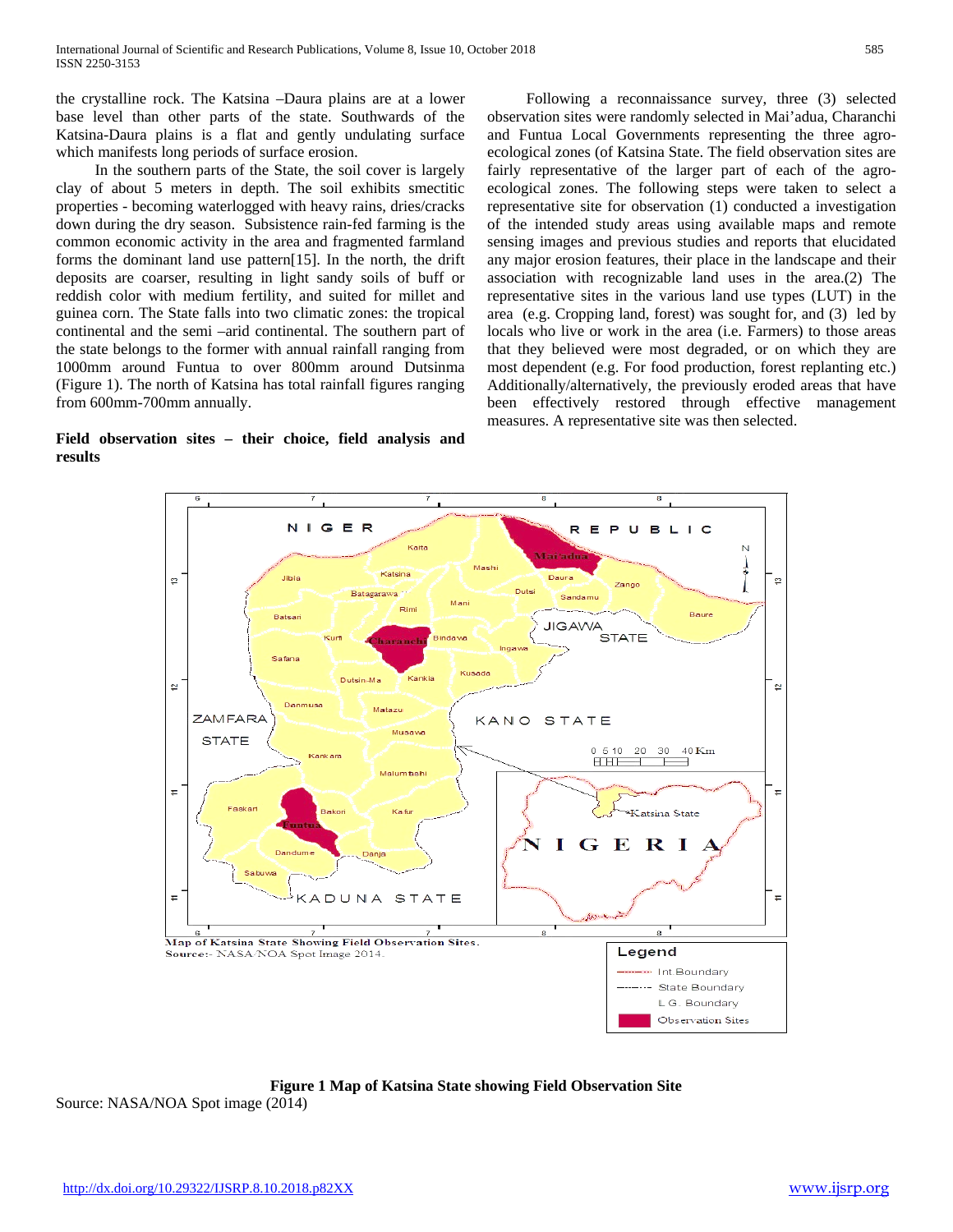the crystalline rock. The Katsina –Daura plains are at a lower base level than other parts of the state. Southwards of the Katsina-Daura plains is a flat and gently undulating surface which manifests long periods of surface erosion.

In the southern parts of the State, the soil cover is largely clay of about 5 meters in depth. The soil exhibits smectitic properties - becoming waterlogged with heavy rains, dries/cracks down during the dry season. Subsistence rain-fed farming is the common economic activity in the area and fragmented farmland forms the dominant land use pattern[15]. In the north, the drift deposits are coarser, resulting in light sandy soils of buff or reddish color with medium fertility, and suited for millet and guinea corn. The State falls into two climatic zones: the tropical continental and the semi –arid continental. The southern part of the state belongs to the former with annual rainfall ranging from 1000mm around Funtua to over 800mm around Dutsinma (Figure 1). The north of Katsina has total rainfall figures ranging from 600mm-700mm annually.

**Field observation sites – their choice, field analysis and results**

Following a reconnaissance survey, three (3) selected observation sites were randomly selected in Mai'adua, Charanchi and Funtua Local Governments representing the three agro-ecological zones (of Katsina State. The field observation sites are fairly representative of the larger part of each of the agro-ecological zones. The following steps were taken to select a representative site for observation (1) conducted a investigation of the intended study areas using available maps and remote sensing images and previous studies and reports that elucidated any major erosion features, their place in the landscape and their association with recognizable land uses in the area.(2) The representative sites in the various land use types (LUT) in the area (e.g. Cropping land, forest) was sought for, and (3) led by locals who live or work in the area (i.e. Farmers) to those areas that they believed were most degraded, or on which they are most dependent (e.g. For food production, forest replanting etc.) Additionally/alternatively, the previously eroded areas that have been effectively restored through effective management measures. A representative site was then selected.

Map of Katsina State Showing Field Observation Sites.
Source:- NASA/NOA Spot Image 2014.

**Figure 1 Map of Katsina State showing Field Observation Site**
Source: NASA/NOA Spot image (2014)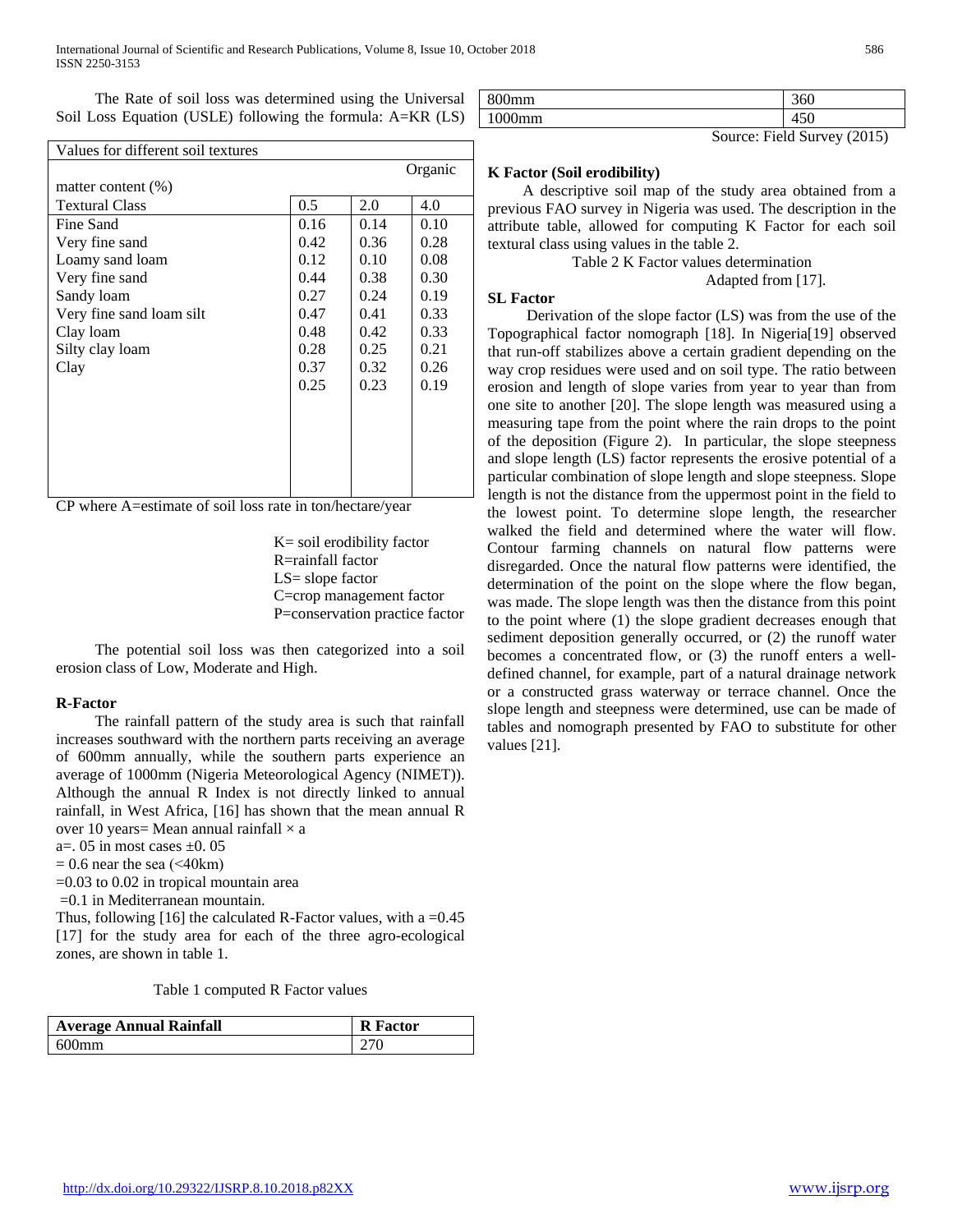The Rate of soil loss was determined using the Universal Soil Loss Equation (USLE) following the formula: A=KR (LS) CP where A=estimate of soil loss rate in ton/hectare/year

| Values for different soil textures | | | |
|---|---|---|---|
| | | | Organic |
| matter content (%) | | | |
| Textural Class | 0.5 | 2.0 | 4.0 |
| Fine Sand | 0.16 | 0.14 | 0.10 |
| Very fine sand | 0.42 | 0.36 | 0.28 |
| Loamy sand loam | 0.12 | 0.10 | 0.08 |
| Very fine sand | 0.44 | 0.38 | 0.30 |
| Sandy loam | 0.27 | 0.24 | 0.19 |
| Very fine sand loam silt | 0.47 | 0.41 | 0.33 |
| Clay loam | 0.48 | 0.42 | 0.33 |
| Silty clay loam | 0.28 | 0.25 | 0.21 |
| Clay | 0.37 | 0.32 | 0.26 |
| | 0.25 | 0.23 | 0.19 |

K= soil erodibility factor
R=rainfall factor
LS= slope factor
C=crop management factor
P=conservation practice factor

The potential soil loss was then categorized into a soil erosion class of Low, Moderate and High.

### R-Factor

The rainfall pattern of the study area is such that rainfall increases southward with the northern parts receiving an average of 600mm annually, while the southern parts experience an average of 1000mm (Nigeria Meteorological Agency (NIMET)). Although the annual R Index is not directly linked to annual rainfall, in West Africa, [16] has shown that the mean annual R over 10 years= Mean annual rainfall × a

a=. 05 in most cases ±0. 05

= 0.6 near the sea (<40km)

=0.03 to 0.02 in tropical mountain area

=0.1 in Mediterranean mountain.

Thus, following [16] the calculated R-Factor values, with a =0.45 [17] for the study area for each of the three agro-ecological zones, are shown in table 1.

Table 1 computed R Factor values

| Average Annual Rainfall | R Factor |
|---|---|
| 600mm | 270 |
| 800mm | 360 |
| 1000mm | 450 |

Source: Field Survey (2015)

### K Factor (Soil erodibility)

A descriptive soil map of the study area obtained from a previous FAO survey in Nigeria was used. The description in the attribute table, allowed for computing K Factor for each soil textural class using values in the table 2.

Table 2 K Factor values determination

Adapted from [17].

### SL Factor

Derivation of the slope factor (LS) was from the use of the Topographical factor nomograph [18]. In Nigeria[19] observed that run-off stabilizes above a certain gradient depending on the way crop residues were used and on soil type. The ratio between erosion and length of slope varies from year to year than from one site to another [20]. The slope length was measured using a measuring tape from the point where the rain drops to the point of the deposition (Figure 2). In particular, the slope steepness and slope length (LS) factor represents the erosive potential of a particular combination of slope length and slope steepness. Slope length is not the distance from the uppermost point in the field to the lowest point. To determine slope length, the researcher walked the field and determined where the water will flow. Contour farming channels on natural flow patterns were disregarded. Once the natural flow patterns were identified, the determination of the point on the slope where the flow began, was made. The slope length was then the distance from this point to the point where (1) the slope gradient decreases enough that sediment deposition generally occurred, or (2) the runoff water becomes a concentrated flow, or (3) the runoff enters a well-defined channel, for example, part of a natural drainage network or a constructed grass waterway or terrace channel. Once the slope length and steepness were determined, use can be made of tables and nomograph presented by FAO to substitute for other values [21].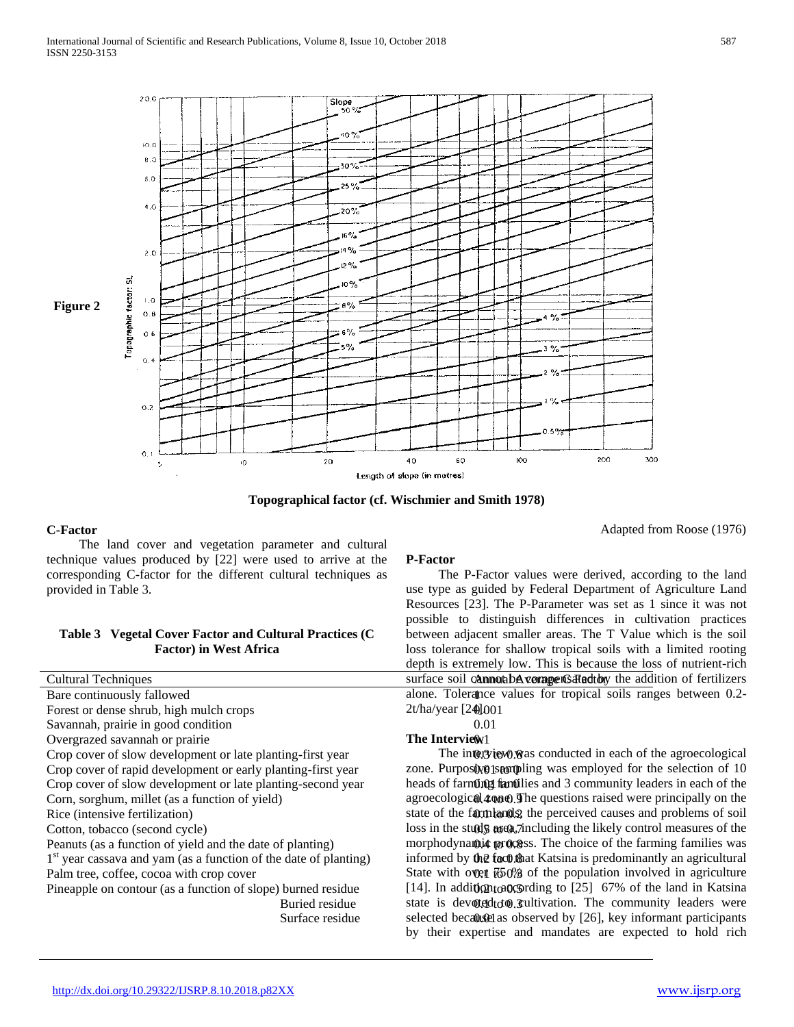**Figure 2**

**Topographical factor (cf. Wischmier and Smith 1978)**

Adapted from Roose (1976)

### C-Factor

The land cover and vegetation parameter and cultural technique values produced by [22] were used to arrive at the corresponding C-factor for the different cultural techniques as provided in Table 3.

**Table 3 Vegetal Cover Factor and Cultural Practices (C Factor) in West Africa**

| Cultural Techniques | Annual Average C-Factor |
|---|---|
| Bare continuously fallowed | 1 |
| Forest or dense shrub, high mulch crops | 0.001 |
| Savannah, prairie in good condition | 0.01 |
| Overgrazed savannah or prairie | 0.1 |
| Crop cover of slow development or late planting-first year | 0.3 to 0.8 |
| Crop cover of rapid development or early planting-first year | 0.01 to 0.1 |
| Crop cover of slow development or late planting-second year | 0.01 to 0.1 |
| Corn, sorghum, millet (as a function of yield) | 0.4 to 0.9 |
| Rice (intensive fertilization) | 0.1 to 0.2 |
| Cotton, tobacco (second cycle) | 0.5 to 0.7 |
| Peanuts (as a function of yield and the date of planting) | 0.4 to 0.8 |
| 1st year cassava and yam (as a function of the date of planting) | 0.2 to 0.8 |
| Palm tree, coffee, cocoa with crop cover | 0.1 to 0.3 |
| Pineapple on contour (as a function of slope) burned residue | 0.2 to 0.5 |
| Buried residue | 0.1 to 0.3 |
| Surface residue | 0.01 |

### P-Factor

The P-Factor values were derived, according to the land use type as guided by Federal Department of Agriculture Land Resources [23]. The P-Parameter was set as 1 since it was not possible to distinguish differences in cultivation practices between adjacent smaller areas. The T Value which is the soil loss tolerance for shallow tropical soils with a limited rooting depth is extremely low. This is because the loss of nutrient-rich surface soil cannot be compensated by the addition of fertilizers alone. Tolerance values for tropical soils ranges between 0.2-2t/ha/year [24].

### The Interview

The interview was conducted in each of the agroecological zone. Purposive sampling was employed for the selection of 10 heads of farming families and 3 community leaders in each of the agroecological zone. The questions raised were principally on the state of the farmlands, the perceived causes and problems of soil loss in the study area, including the likely control measures of the morphodynamic process. The choice of the farming families was informed by the fact that Katsina is predominantly an agricultural State with over 75% of the population involved in agriculture [14]. In addition, according to [25] 67% of the land in Katsina state is devoted to cultivation. The community leaders were selected because as observed by [26], key informant participants by their expertise and mandates are expected to hold rich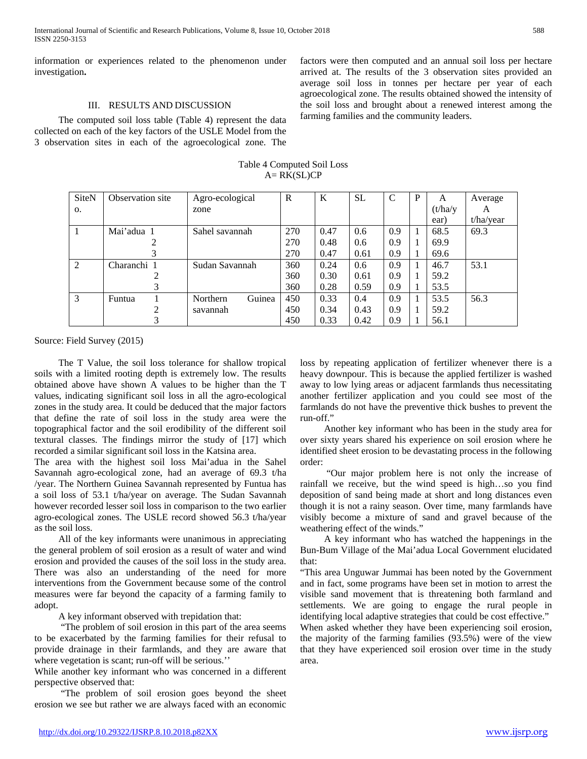information or experiences related to the phenomenon under investigation**.**

## III. RESULTS AND DISCUSSION

The computed soil loss table (Table 4) represent the data collected on each of the key factors of the USLE Model from the 3 observation sites in each of the agroecological zone. The factors were then computed and an annual soil loss per hectare arrived at. The results of the 3 observation sites provided an average soil loss in tonnes per hectare per year of each agroecological zone. The results obtained showed the intensity of the soil loss and brought about a renewed interest among the farming families and the community leaders.

Table 4 Computed Soil Loss

A= RK(SL)CP

| SiteNo. | Observation site | Agro-ecological zone | R | K | SL | C | P | A (t/ha/year) | Average A t/ha/year |
|---|---|---|---|---|---|---|---|---|---|
| 1 | Mai'adua 1 | Sahel savannah | 270 | 0.47 | 0.6 | 0.9 | 1 | 68.5 | 69.3 |
| | 2 | | 270 | 0.48 | 0.6 | 0.9 | 1 | 69.9 | |
| | 3 | | 270 | 0.47 | 0.61 | 0.9 | 1 | 69.6 | |
| 2 | Charanchi 1 | Sudan Savannah | 360 | 0.24 | 0.6 | 0.9 | 1 | 46.7 | 53.1 |
| | 2 | | 360 | 0.30 | 0.61 | 0.9 | 1 | 59.2 | |
| | 3 | | 360 | 0.28 | 0.59 | 0.9 | 1 | 53.5 | |
| 3 | Funtua 1 | Northern Guinea savannah | 450 | 0.33 | 0.4 | 0.9 | 1 | 53.5 | 56.3 |
| | 2 | | 450 | 0.34 | 0.43 | 0.9 | 1 | 59.2 | |
| | 3 | | 450 | 0.33 | 0.42 | 0.9 | 1 | 56.1 | |

Source: Field Survey (2015)

The T Value, the soil loss tolerance for shallow tropical soils with a limited rooting depth is extremely low. The results obtained above have shown A values to be higher than the T values, indicating significant soil loss in all the agro-ecological zones in the study area. It could be deduced that the major factors that define the rate of soil loss in the study area were the topographical factor and the soil erodibility of the different soil textural classes. The findings mirror the study of [17] which recorded a similar significant soil loss in the Katsina area.

The area with the highest soil loss Mai'adua in the Sahel Savannah agro-ecological zone, had an average of 69.3 t/ha /year. The Northern Guinea Savannah represented by Funtua has a soil loss of 53.1 t/ha/year on average. The Sudan Savannah however recorded lesser soil loss in comparison to the two earlier agro-ecological zones. The USLE record showed 56.3 t/ha/year as the soil loss.

All of the key informants were unanimous in appreciating the general problem of soil erosion as a result of water and wind erosion and provided the causes of the soil loss in the study area. There was also an understanding of the need for more interventions from the Government because some of the control measures were far beyond the capacity of a farming family to adopt.

A key informant observed with trepidation that:

"The problem of soil erosion in this part of the area seems to be exacerbated by the farming families for their refusal to provide drainage in their farmlands, and they are aware that where vegetation is scant; run-off will be serious.''

While another key informant who was concerned in a different perspective observed that:

"The problem of soil erosion goes beyond the sheet erosion we see but rather we are always faced with an economic loss by repeating application of fertilizer whenever there is a heavy downpour. This is because the applied fertilizer is washed away to low lying areas or adjacent farmlands thus necessitating another fertilizer application and you could see most of the farmlands do not have the preventive thick bushes to prevent the run-off."

Another key informant who has been in the study area for over sixty years shared his experience on soil erosion where he identified sheet erosion to be devastating process in the following order:

"Our major problem here is not only the increase of rainfall we receive, but the wind speed is high…so you find deposition of sand being made at short and long distances even though it is not a rainy season. Over time, many farmlands have visibly become a mixture of sand and gravel because of the weathering effect of the winds."

A key informant who has watched the happenings in the Bun-Bum Village of the Mai'adua Local Government elucidated that:

"This area Unguwar Jummai has been noted by the Government and in fact, some programs have been set in motion to arrest the visible sand movement that is threatening both farmland and settlements. We are going to engage the rural people in identifying local adaptive strategies that could be cost effective."

When asked whether they have been experiencing soil erosion, the majority of the farming families (93.5%) were of the view that they have experienced soil erosion over time in the study area.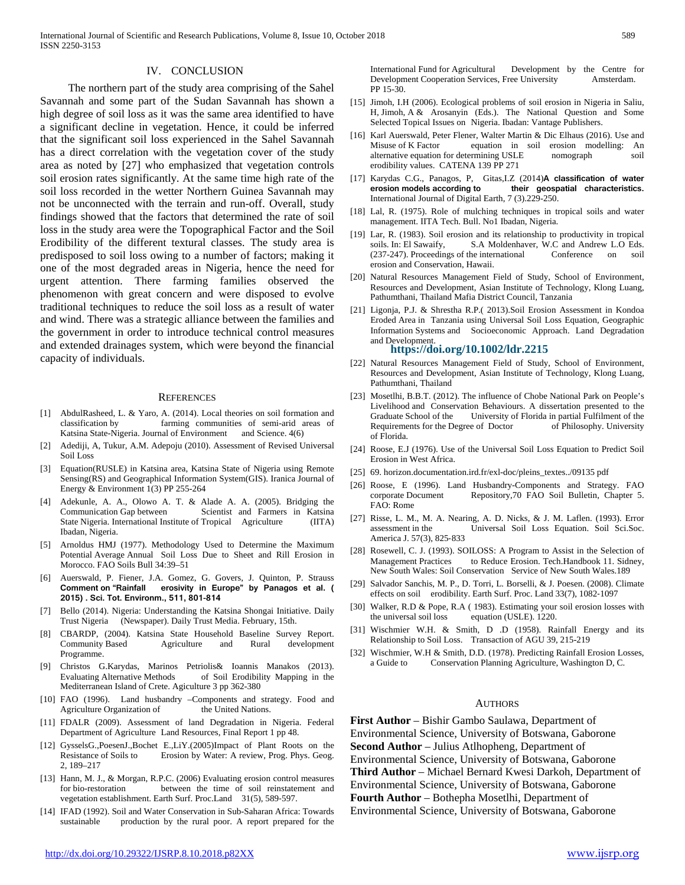## IV. CONCLUSION

The northern part of the study area comprising of the Sahel Savannah and some part of the Sudan Savannah has shown a high degree of soil loss as it was the same area identified to have a significant decline in vegetation. Hence, it could be inferred that the significant soil loss experienced in the Sahel Savannah has a direct correlation with the vegetation cover of the study area as noted by [27] who emphasized that vegetation controls soil erosion rates significantly. At the same time high rate of the soil loss recorded in the wetter Northern Guinea Savannah may not be unconnected with the terrain and run-off. Overall, study findings showed that the factors that determined the rate of soil loss in the study area were the Topographical Factor and the Soil Erodibility of the different textural classes. The study area is predisposed to soil loss owing to a number of factors; making it one of the most degraded areas in Nigeria, hence the need for urgent attention. There farming families observed the phenomenon with great concern and were disposed to evolve traditional techniques to reduce the soil loss as a result of water and wind. There was a strategic alliance between the families and the government in order to introduce technical control measures and extended drainages system, which were beyond the financial capacity of individuals.

## REFERENCES

[1] AbdulRasheed, L. & Yaro, A. (2014). Local theories on soil formation and classification by farming communities of semi-arid areas of Katsina State-Nigeria. Journal of Environment and Science. 4(6)

[2] Adediji, A, Tukur, A.M. Adepoju (2010). Assessment of Revised Universal Soil Loss

[3] Equation(RUSLE) in Katsina area, Katsina State of Nigeria using Remote Sensing(RS) and Geographical Information System(GIS). Iranica Journal of Energy & Environment 1(3) PP 255-264

[4] Adekunle, A. A., Olowo A. T. & Alade A. A. (2005). Bridging the Communication Gap between Scientist and Farmers in Katsina State Nigeria. International Institute of Tropical Agriculture (IITA) Ibadan, Nigeria.

[5] Arnoldus HMJ (1977). Methodology Used to Determine the Maximum Potential Average Annual Soil Loss Due to Sheet and Rill Erosion in Morocco. FAO Soils Bull 34:39–51

[6] Auerswald, P. Fiener, J.A. Gomez, G. Govers, J. Quinton, P. Strauss **Comment on "Rainfall erosivity in Europe" by Panagos et al. ( 2015) . Sci. Tot. Environm., 511, 801-814**

[7] Bello (2014). Nigeria: Understanding the Katsina Shongai Initiative. Daily Trust Nigeria (Newspaper). Daily Trust Media. February, 15th.

[8] CBARDP, (2004). Katsina State Household Baseline Survey Report. Community Based Agriculture and Rural development Programme.

[9] Christos G.Karydas, Marinos Petriolis& Ioannis Manakos (2013). Evaluating Alternative Methods of Soil Erodibility Mapping in the Mediterranean Island of Crete. Agiculture 3 pp 362-380

[10] FAO (1996). Land husbandry –Components and strategy. Food and Agriculture Organization of the United Nations.

[11] FDALR (2009). Assessment of land Degradation in Nigeria. Federal Department of Agriculture Land Resources, Final Report 1 pp 48.

[12] GysselsG.,PoesenJ.,Bochet E.,LiY.(2005)Impact of Plant Roots on the Resistance of Soils to Erosion by Water: A review, Prog. Phys. Geog. 2, 189–217

[13] Hann, M. J., & Morgan, R.P.C. (2006) Evaluating erosion control measures for bio-restoration between the time of soil reinstatement and vegetation establishment. Earth Surf. Proc.Land 31(5), 589-597.

[14] IFAD (1992). Soil and Water Conservation in Sub-Saharan Africa: Towards sustainable production by the rural poor. A report prepared for the International Fund for Agricultural Development by the Centre for Development Cooperation Services, Free University Amsterdam. PP 15-30.

[15] Jimoh, I.H (2006). Ecological problems of soil erosion in Nigeria in Saliu, H, Jimoh, A & Arosanyin (Eds.). The National Question and Some Selected Topical Issues on Nigeria. Ibadan: Vantage Publishers.

[16] Karl Auerswald, Peter Flener, Walter Martin & Dic Elhaus (2016). Use and Misuse of K Factor equation in soil erosion modelling: An alternative equation for determining USLE nomograph soil erodibility values. CATENA 139 PP 271

[17] Karydas C.G., Panagos, P, Gitas,I.Z (2014)**A classification of water erosion models according to their geospatial characteristics.** International Journal of Digital Earth, 7 (3).229-250.

[18] Lal, R. (1975). Role of mulching techniques in tropical soils and water management. IITA Tech. Bull. No1 Ibadan, Nigeria.

[19] Lar, R. (1983). Soil erosion and its relationship to productivity in tropical soils. In: El Sawaify, S.A Moldenhaver, W.C and Andrew L.O Eds. (237-247). Proceedings of the international Conference on soil erosion and Conservation, Hawaii.

[20] Natural Resources Management Field of Study, School of Environment, Resources and Development, Asian Institute of Technology, Klong Luang, Pathumthani, Thailand Mafia District Council, Tanzania

[21] Ligonja, P.J. & Shrestha R.P.( 2013).Soil Erosion Assessment in Kondoa Eroded Area in Tanzania using Universal Soil Loss Equation, Geographic Information Systems and Socioeconomic Approach. Land Degradation and Development. **https://doi.org/10.1002/ldr.2215**

[22] Natural Resources Management Field of Study, School of Environment, Resources and Development, Asian Institute of Technology, Klong Luang, Pathumthani, Thailand

[23] Mosetlhi, B.B.T. (2012). The influence of Chobe National Park on People's Livelihood and Conservation Behaviours. A dissertation presented to the Graduate School of the University of Florida in partial Fulfilment of the Requirements for the Degree of Doctor of Philosophy. University of Florida.

[24] Roose, E.J (1976). Use of the Universal Soil Loss Equation to Predict Soil Erosion in West Africa.

[25] 69. horizon.documentation.ird.fr/exl-doc/pleins_textes../09135 pdf

[26] Roose, E (1996). Land Husbandry-Components and Strategy. FAO corporate Document Repository,70 FAO Soil Bulletin, Chapter 5. FAO: Rome

[27] Risse, L. M., M. A. Nearing, A. D. Nicks, & J. M. Laflen. (1993). Error assessment in the Universal Soil Loss Equation. Soil Sci.Soc. America J. 57(3), 825-833

[28] Rosewell, C. J. (1993). SOILOSS: A Program to Assist in the Selection of Management Practices to Reduce Erosion. Tech.Handbook 11. Sidney, New South Wales: Soil Conservation Service of New South Wales.189

[29] Salvador Sanchis, M. P., D. Torri, L. Borselli, & J. Poesen. (2008). Climate effects on soil erodibility. Earth Surf. Proc. Land 33(7), 1082-1097

[30] Walker, R.D & Pope, R.A ( 1983). Estimating your soil erosion losses with the universal soil loss equation (USLE). 1220.

[31] Wischmier W.H. & Smith, D .D (1958). Rainfall Energy and its Relationship to Soil Loss. Transaction of AGU 39, 215-219

[32] Wischmier, W.H & Smith, D.D. (1978). Predicting Rainfall Erosion Losses, a Guide to Conservation Planning Agriculture, Washington D, C.

## AUTHORS

**First Author** – Bishir Gambo Saulawa, Department of Environmental Science, University of Botswana, Gaborone

**Second Author** – Julius Atlhopheng, Department of Environmental Science, University of Botswana, Gaborone

**Third Author** – Michael Bernard Kwesi Darkoh, Department of Environmental Science, University of Botswana, Gaborone

**Fourth Author** – Bothepha Mosetlhi, Department of Environmental Science, University of Botswana, Gaborone